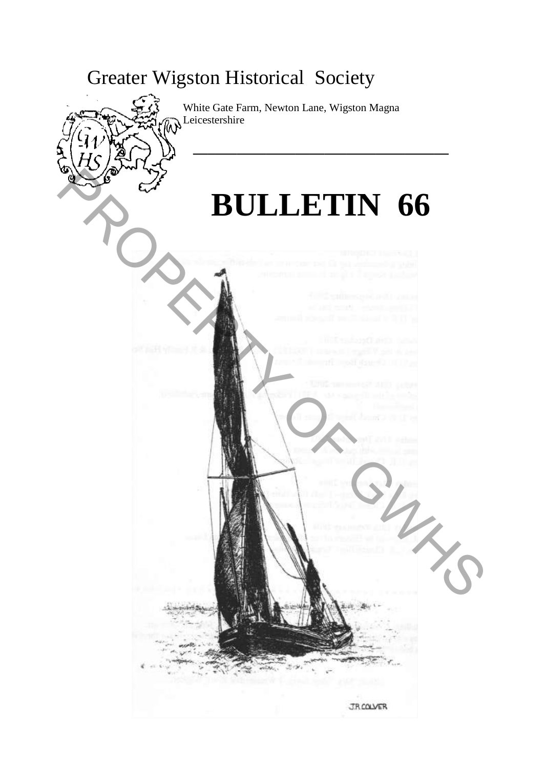# Greater Wigston Historical Society

White Gate Farm, Newton Lane, Wigston Magna
Leicestershire

# BULLETIN 66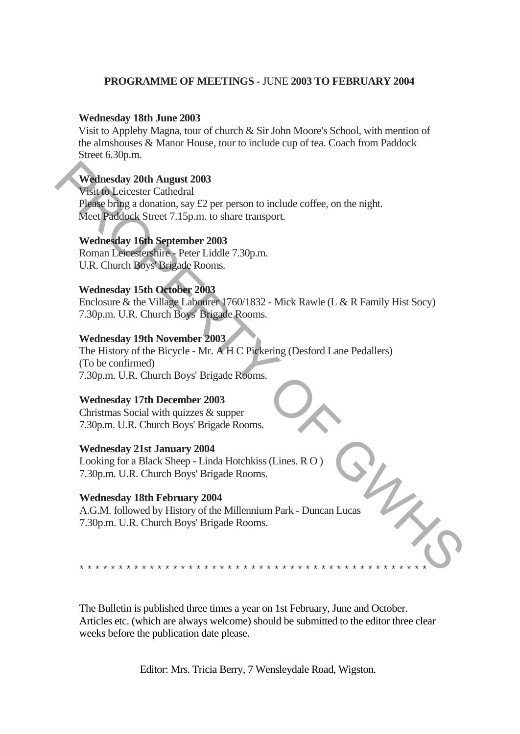## PROGRAMME OF MEETINGS - JUNE 2003 TO FEBRUARY 2004

**Wednesday 18th June 2003**
Visit to Appleby Magna, tour of church & Sir John Moore's School, with mention of the almshouses & Manor House, tour to include cup of tea. Coach from Paddock Street 6.30p.m.

**Wednesday 20th August 2003**
Visit to Leicester Cathedral
Please bring a donation, say £2 per person to include coffee, on the night.
Meet Paddock Street 7.15p.m. to share transport.

**Wednesday 16th September 2003**
Roman Leicestershire - Peter Liddle 7.30p.m.
U.R. Church Boys' Brigade Rooms.

**Wednesday 15th October 2003**
Enclosure & the Village Labourer 1760/1832 - Mick Rawle (L & R Family Hist Socy)
7.30p.m. U.R. Church Boys' Brigade Rooms.

**Wednesday 19th November 2003**
The History of the Bicycle - Mr. A H C Pickering (Desford Lane Pedallers)
(To be confirmed)
7.30p.m. U.R. Church Boys' Brigade Rooms.

**Wednesday 17th December 2003**
Christmas Social with quizzes & supper
7.30p.m. U.R. Church Boys' Brigade Rooms.

**Wednesday 21st January 2004**
Looking for a Black Sheep - Linda Hotchkiss (Lines. R O )
7.30p.m. U.R. Church Boys' Brigade Rooms.

**Wednesday 18th February 2004**
A.G.M. followed by History of the Millennium Park - Duncan Lucas
7.30p.m. U.R. Church Boys' Brigade Rooms.

* * * * * * * * * * * * * * * * * * * * * * * * * * * * * * * * * * * * * * * * * * * * * *

The Bulletin is published three times a year on 1st February, June and October. Articles etc. (which are always welcome) should be submitted to the editor three clear weeks before the publication date please.

Editor: Mrs. Tricia Berry, 7 Wensleydale Road, Wigston.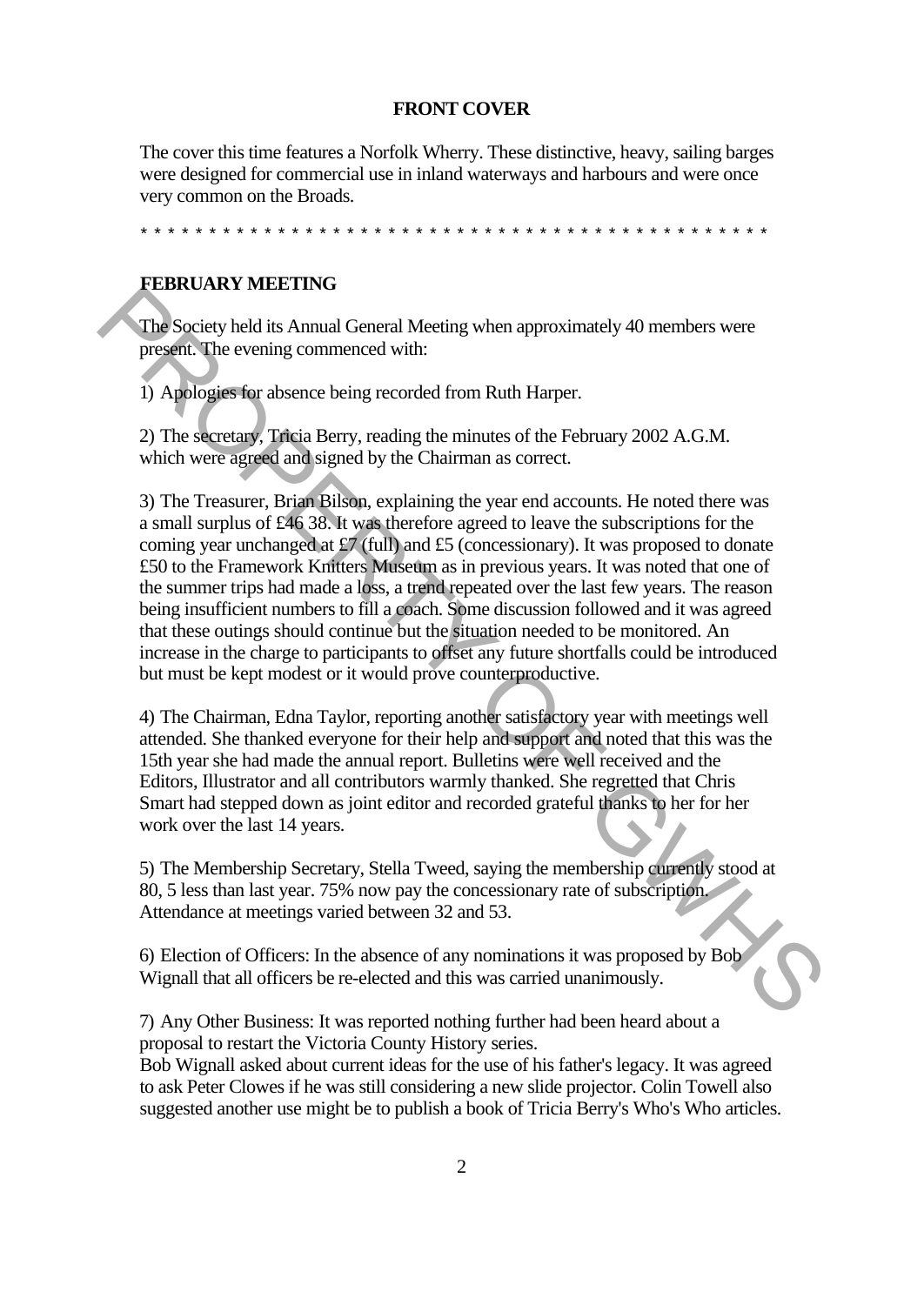## FRONT COVER

The cover this time features a Norfolk Wherry. These distinctive, heavy, sailing barges were designed for commercial use in inland waterways and harbours and were once very common on the Broads.

\* \* \* \* \* \* \* \* \* \* \* \* \* \* \* \* \* \* \* \* \* \* \* \* \* \* \* \* \* \* \* \* \* \* \* \* \* \* \* \* \* \* \* \* \* \* \* \* \* \*

## FEBRUARY MEETING

The Society held its Annual General Meeting when approximately 40 members were present. The evening commenced with:

1) Apologies for absence being recorded from Ruth Harper.

2) The secretary, Tricia Berry, reading the minutes of the February 2002 A.G.M. which were agreed and signed by the Chairman as correct.

3) The Treasurer, Brian Bilson, explaining the year end accounts. He noted there was a small surplus of £46 38. It was therefore agreed to leave the subscriptions for the coming year unchanged at £7 (full) and £5 (concessionary). It was proposed to donate £50 to the Framework Knitters Museum as in previous years. It was noted that one of the summer trips had made a loss, a trend repeated over the last few years. The reason being insufficient numbers to fill a coach. Some discussion followed and it was agreed that these outings should continue but the situation needed to be monitored. An increase in the charge to participants to offset any future shortfalls could be introduced but must be kept modest or it would prove counterproductive.

4) The Chairman, Edna Taylor, reporting another satisfactory year with meetings well attended. She thanked everyone for their help and support and noted that this was the 15th year she had made the annual report. Bulletins were well received and the Editors, Illustrator and all contributors warmly thanked. She regretted that Chris Smart had stepped down as joint editor and recorded grateful thanks to her for her work over the last 14 years.

5) The Membership Secretary, Stella Tweed, saying the membership currently stood at 80, 5 less than last year. 75% now pay the concessionary rate of subscription. Attendance at meetings varied between 32 and 53.

6) Election of Officers: In the absence of any nominations it was proposed by Bob Wignall that all officers be re-elected and this was carried unanimously.

7) Any Other Business: It was reported nothing further had been heard about a proposal to restart the Victoria County History series.
Bob Wignall asked about current ideas for the use of his father's legacy. It was agreed to ask Peter Clowes if he was still considering a new slide projector. Colin Towell also suggested another use might be to publish a book of Tricia Berry's Who's Who articles.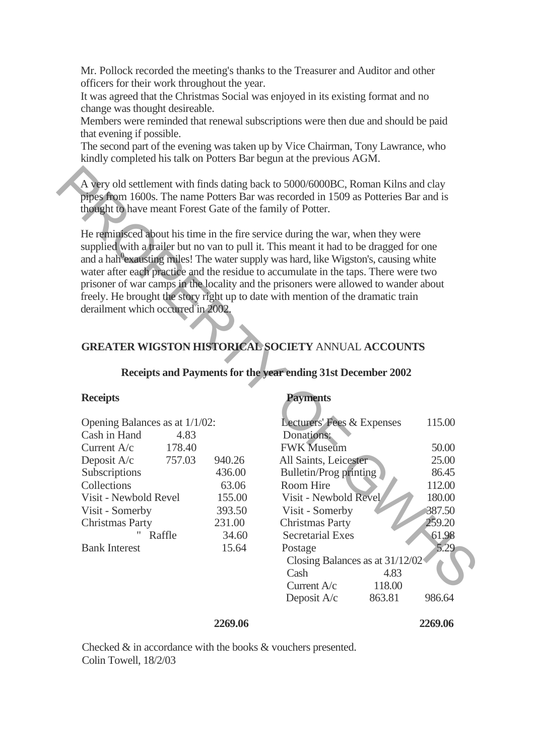Mr. Pollock recorded the meeting's thanks to the Treasurer and Auditor and other officers for their work throughout the year.
It was agreed that the Christmas Social was enjoyed in its existing format and no change was thought desireable.
Members were reminded that renewal subscriptions were then due and should be paid that evening if possible.
The second part of the evening was taken up by Vice Chairman, Tony Lawrance, who kindly completed his talk on Potters Bar begun at the previous AGM.

A very old settlement with finds dating back to 5000/6000BC, Roman Kilns and clay pipes from 1600s. The name Potters Bar was recorded in 1509 as Potteries Bar and is thought to have meant Forest Gate of the family of Potter.

He reminisced about his time in the fire service during the war, when they were supplied with a trailer but no van to pull it. This meant it had to be dragged for one and a half exausting miles! The water supply was hard, like Wigston's, causing white water after each practice and the residue to accumulate in the taps. There were two prisoner of war camps in the locality and the prisoners were allowed to wander about freely. He brought the story right up to date with mention of the dramatic train derailment which occurred in 2002.

## **GREATER WIGSTON HISTORICAL SOCIETY** ANNUAL **ACCOUNTS**

### Receipts and Payments for the year ending 31st December 2002

| **Receipts** | | | **Payments** | | |
|---|---|---|---|---|---|
| Opening Balances as at 1/1/02: | | | Lecturers' Fees & Expenses | | 115.00 |
| Cash in Hand | 4.83 | | Donations: | | |
| Current A/c | 178.40 | | FWK Museum | | 50.00 |
| Deposit A/c | 757.03 | 940.26 | All Saints, Leicester | | 25.00 |
| Subscriptions | | 436.00 | Bulletin/Prog printing | | 86.45 |
| Collections | | 63.06 | Room Hire | | 112.00 |
| Visit - Newbold Revel | | 155.00 | Visit - Newbold Revel | | 180.00 |
| Visit - Somerby | | 393.50 | Visit - Somerby | | 387.50 |
| Christmas Party | | 231.00 | Christmas Party | | 259.20 |
| " Raffle | | 34.60 | Secretarial Exes | | 61.98 |
| Bank Interest | | 15.64 | Postage | | 5.29 |
| | | | Closing Balances as at 31/12/02 | | |
| | | | Cash | 4.83 | |
| | | | Current A/c | 118.00 | |
| | | | Deposit A/c | 863.81 | 986.64 |
| | | **2269.06** | | | **2269.06** |

Checked & in accordance with the books & vouchers presented.
Colin Towell, 18/2/03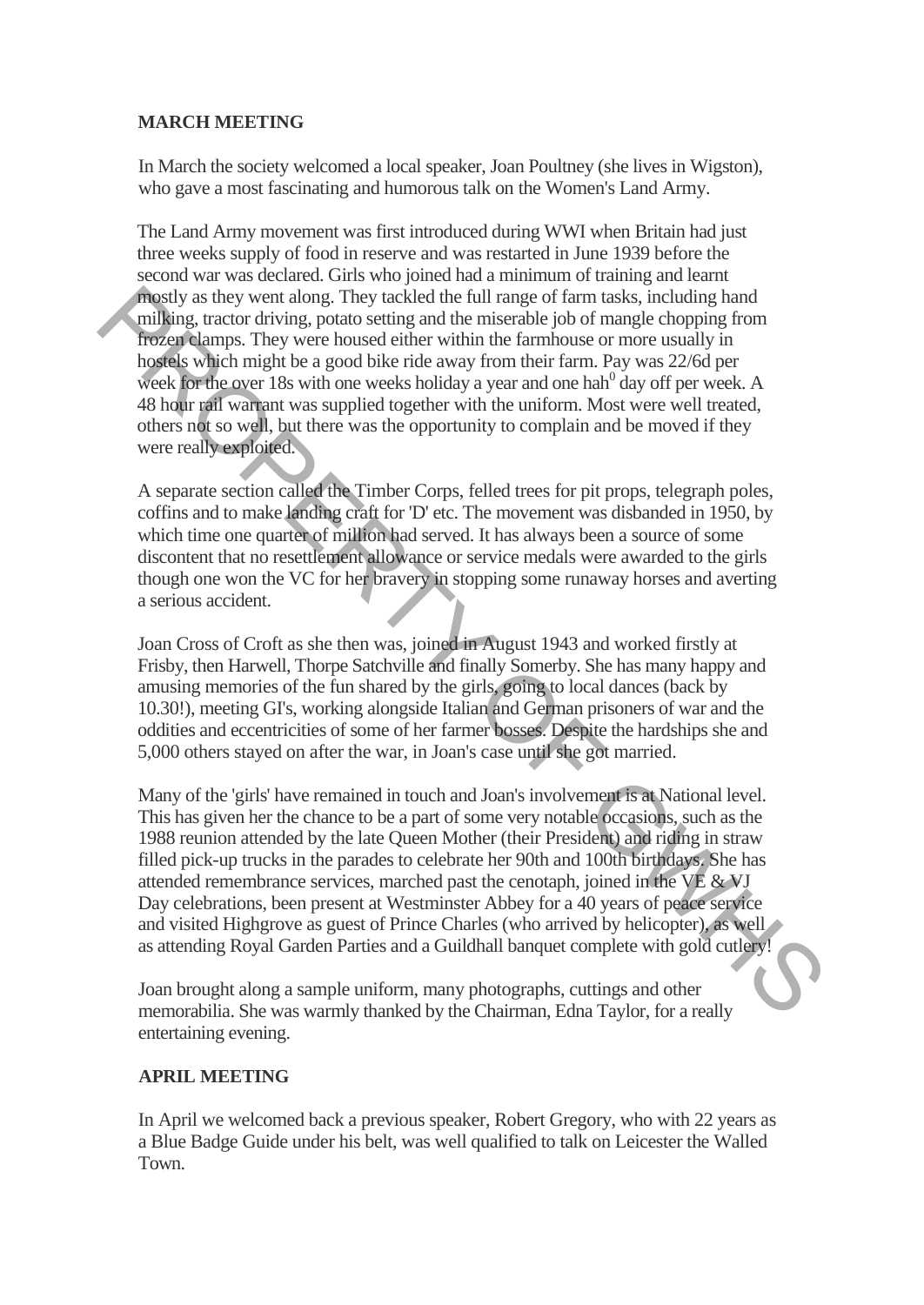## MARCH MEETING

In March the society welcomed a local speaker, Joan Poultney (she lives in Wigston), who gave a most fascinating and humorous talk on the Women's Land Army.

The Land Army movement was first introduced during WWI when Britain had just three weeks supply of food in reserve and was restarted in June 1939 before the second war was declared. Girls who joined had a minimum of training and learnt mostly as they went along. They tackled the full range of farm tasks, including hand milking, tractor driving, potato setting and the miserable job of mangle chopping from frozen clamps. They were housed either within the farmhouse or more usually in hostels which might be a good bike ride away from their farm. Pay was 22/6d per week for the over 18s with one weeks holiday a year and one hah[0] day off per week. A 48 hour rail warrant was supplied together with the uniform. Most were well treated, others not so well, but there was the opportunity to complain and be moved if they were really exploited.

A separate section called the Timber Corps, felled trees for pit props, telegraph poles, coffins and to make landing craft for 'D' etc. The movement was disbanded in 1950, by which time one quarter of million had served. It has always been a source of some discontent that no resettlement allowance or service medals were awarded to the girls though one won the VC for her bravery in stopping some runaway horses and averting a serious accident.

Joan Cross of Croft as she then was, joined in August 1943 and worked firstly at Frisby, then Harwell, Thorpe Satchville and finally Somerby. She has many happy and amusing memories of the fun shared by the girls, going to local dances (back by 10.30!), meeting GI's, working alongside Italian and German prisoners of war and the oddities and eccentricities of some of her farmer bosses. Despite the hardships she and 5,000 others stayed on after the war, in Joan's case until she got married.

Many of the 'girls' have remained in touch and Joan's involvement is at National level. This has given her the chance to be a part of some very notable occasions, such as the 1988 reunion attended by the late Queen Mother (their President) and riding in straw filled pick-up trucks in the parades to celebrate her 90th and 100th birthdays. She has attended remembrance services, marched past the cenotaph, joined in the VE & VJ Day celebrations, been present at Westminster Abbey for a 40 years of peace service and visited Highgrove as guest of Prince Charles (who arrived by helicopter), as well as attending Royal Garden Parties and a Guildhall banquet complete with gold cutlery!

Joan brought along a sample uniform, many photographs, cuttings and other memorabilia. She was warmly thanked by the Chairman, Edna Taylor, for a really entertaining evening.

## APRIL MEETING

In April we welcomed back a previous speaker, Robert Gregory, who with 22 years as a Blue Badge Guide under his belt, was well qualified to talk on Leicester the Walled Town.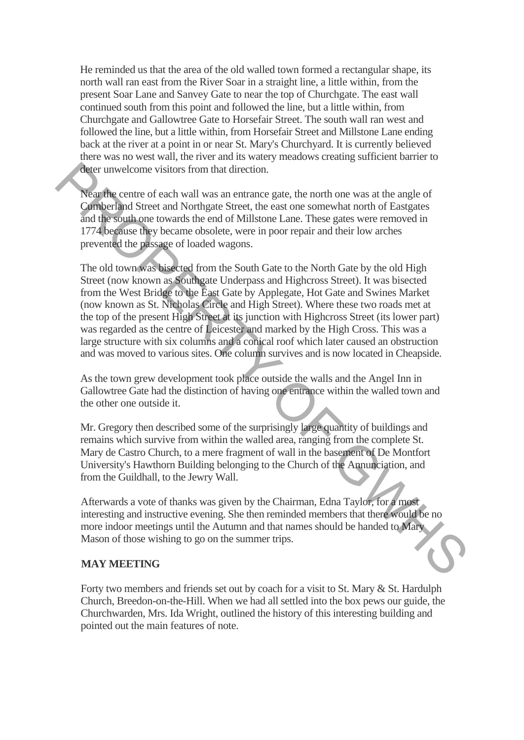He reminded us that the area of the old walled town formed a rectangular shape, its north wall ran east from the River Soar in a straight line, a little within, from the present Soar Lane and Sanvey Gate to near the top of Churchgate. The east wall continued south from this point and followed the line, but a little within, from Churchgate and Gallowtree Gate to Horsefair Street. The south wall ran west and followed the line, but a little within, from Horsefair Street and Millstone Lane ending back at the river at a point in or near St. Mary's Churchyard. It is currently believed there was no west wall, the river and its watery meadows creating sufficient barrier to deter unwelcome visitors from that direction.

Near the centre of each wall was an entrance gate, the north one was at the angle of Cumberland Street and Northgate Street, the east one somewhat north of Eastgates and the south one towards the end of Millstone Lane. These gates were removed in 1774 because they became obsolete, were in poor repair and their low arches prevented the passage of loaded wagons.

The old town was bisected from the South Gate to the North Gate by the old High Street (now known as Southgate Underpass and Highcross Street). It was bisected from the West Bridge to the East Gate by Applegate, Hot Gate and Swines Market (now known as St. Nicholas Circle and High Street). Where these two roads met at the top of the present High Street at its junction with Highcross Street (its lower part) was regarded as the centre of Leicester and marked by the High Cross. This was a large structure with six columns and a conical roof which later caused an obstruction and was moved to various sites. One column survives and is now located in Cheapside.

As the town grew development took place outside the walls and the Angel Inn in Gallowtree Gate had the distinction of having one entrance within the walled town and the other one outside it.

Mr. Gregory then described some of the surprisingly large quantity of buildings and remains which survive from within the walled area, ranging from the complete St. Mary de Castro Church, to a mere fragment of wall in the basement of De Montfort University's Hawthorn Building belonging to the Church of the Annunciation, and from the Guildhall, to the Jewry Wall.

Afterwards a vote of thanks was given by the Chairman, Edna Taylor, for a most interesting and instructive evening. She then reminded members that there would be no more indoor meetings until the Autumn and that names should be handed to Mary Mason of those wishing to go on the summer trips.

**MAY MEETING**

Forty two members and friends set out by coach for a visit to St. Mary & St. Hardulph Church, Breedon-on-the-Hill. When we had all settled into the box pews our guide, the Churchwarden, Mrs. Ida Wright, outlined the history of this interesting building and pointed out the main features of note.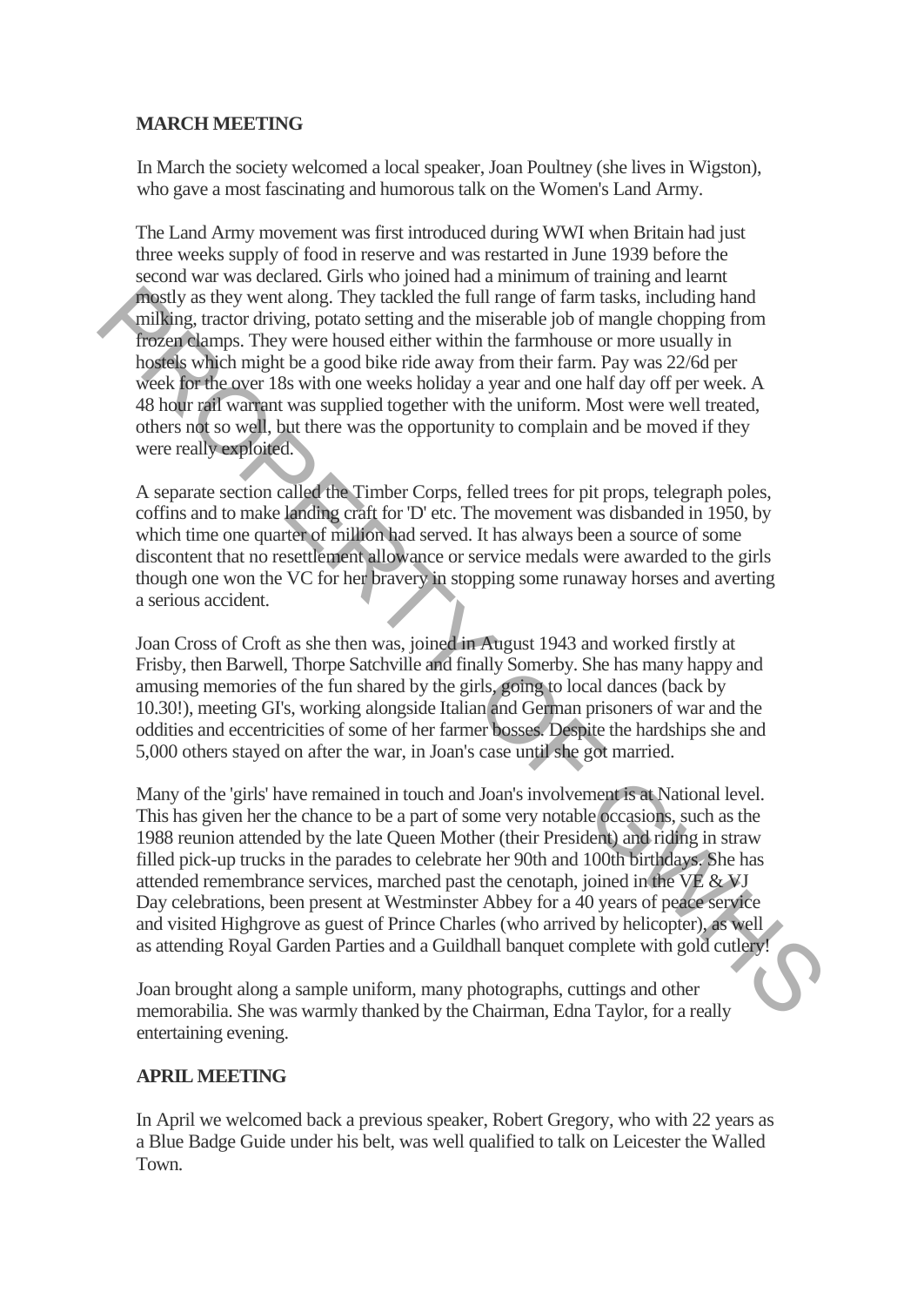**MARCH MEETING**

In March the society welcomed a local speaker, Joan Poultney (she lives in Wigston), who gave a most fascinating and humorous talk on the Women's Land Army.

The Land Army movement was first introduced during WWI when Britain had just three weeks supply of food in reserve and was restarted in June 1939 before the second war was declared. Girls who joined had a minimum of training and learnt mostly as they went along. They tackled the full range of farm tasks, including hand milking, tractor driving, potato setting and the miserable job of mangle chopping from frozen clamps. They were housed either within the farmhouse or more usually in hostels which might be a good bike ride away from their farm. Pay was 22/6d per week for the over 18s with one weeks holiday a year and one half day off per week. A 48 hour rail warrant was supplied together with the uniform. Most were well treated, others not so well, but there was the opportunity to complain and be moved if they were really exploited.

A separate section called the Timber Corps, felled trees for pit props, telegraph poles, coffins and to make landing craft for 'D' etc. The movement was disbanded in 1950, by which time one quarter of million had served. It has always been a source of some discontent that no resettlement allowance or service medals were awarded to the girls though one won the VC for her bravery in stopping some runaway horses and averting a serious accident.

Joan Cross of Croft as she then was, joined in August 1943 and worked firstly at Frisby, then Barwell, Thorpe Satchville and finally Somerby. She has many happy and amusing memories of the fun shared by the girls, going to local dances (back by 10.30!), meeting GI's, working alongside Italian and German prisoners of war and the oddities and eccentricities of some of her farmer bosses. Despite the hardships she and 5,000 others stayed on after the war, in Joan's case until she got married.

Many of the 'girls' have remained in touch and Joan's involvement is at National level. This has given her the chance to be a part of some very notable occasions, such as the 1988 reunion attended by the late Queen Mother (their President) and riding in straw filled pick-up trucks in the parades to celebrate her 90th and 100th birthdays. She has attended remembrance services, marched past the cenotaph, joined in the VE & VJ Day celebrations, been present at Westminster Abbey for a 40 years of peace service and visited Highgrove as guest of Prince Charles (who arrived by helicopter), as well as attending Royal Garden Parties and a Guildhall banquet complete with gold cutlery!

Joan brought along a sample uniform, many photographs, cuttings and other memorabilia. She was warmly thanked by the Chairman, Edna Taylor, for a really entertaining evening.

**APRIL MEETING**

In April we welcomed back a previous speaker, Robert Gregory, who with 22 years as a Blue Badge Guide under his belt, was well qualified to talk on Leicester the Walled Town.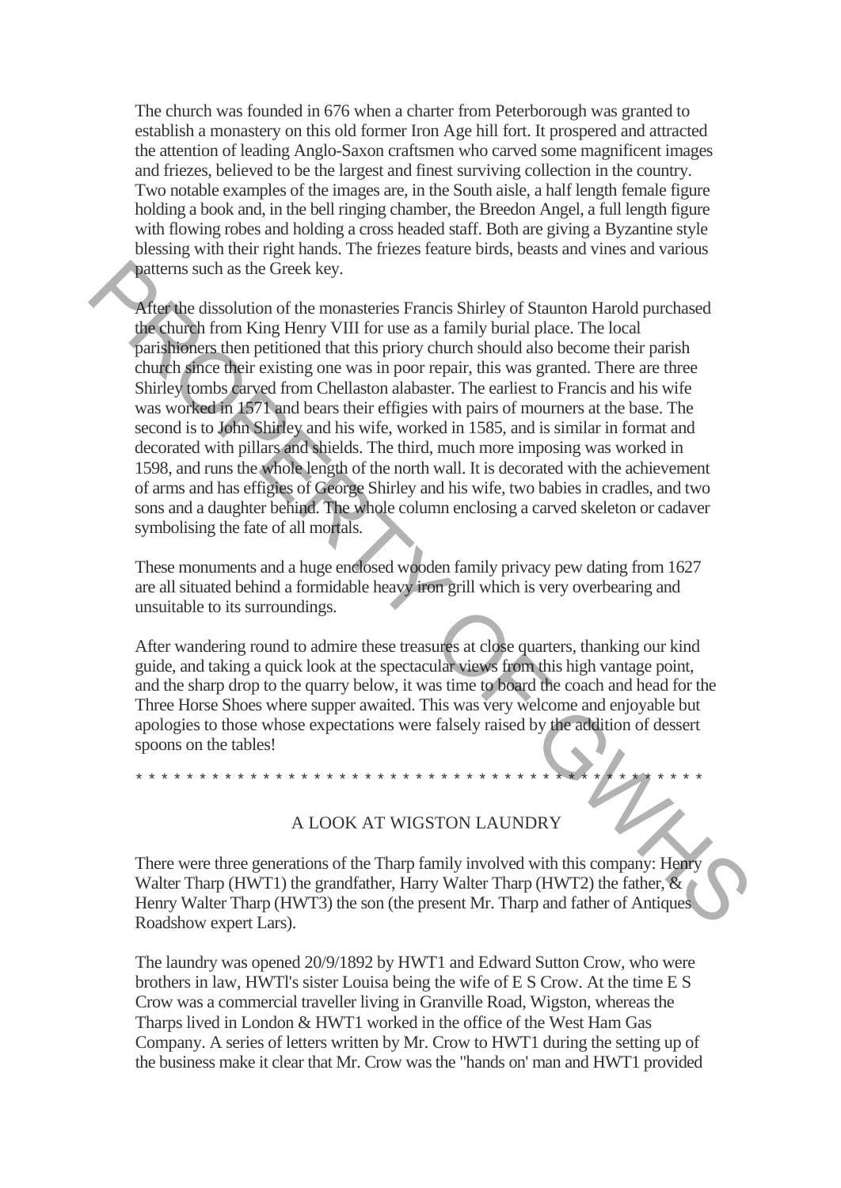The church was founded in 676 when a charter from Peterborough was granted to establish a monastery on this old former Iron Age hill fort. It prospered and attracted the attention of leading Anglo-Saxon craftsmen who carved some magnificent images and friezes, believed to be the largest and finest surviving collection in the country. Two notable examples of the images are, in the South aisle, a half length female figure holding a book and, in the bell ringing chamber, the Breedon Angel, a full length figure with flowing robes and holding a cross headed staff. Both are giving a Byzantine style blessing with their right hands. The friezes feature birds, beasts and vines and various patterns such as the Greek key.

After the dissolution of the monasteries Francis Shirley of Staunton Harold purchased the church from King Henry VIII for use as a family burial place. The local parishioners then petitioned that this priory church should also become their parish church since their existing one was in poor repair, this was granted. There are three Shirley tombs carved from Chellaston alabaster. The earliest to Francis and his wife was worked in 1571 and bears their effigies with pairs of mourners at the base. The second is to John Shirley and his wife, worked in 1585, and is similar in format and decorated with pillars and shields. The third, much more imposing was worked in 1598, and runs the whole length of the north wall. It is decorated with the achievement of arms and has effigies of George Shirley and his wife, two babies in cradles, and two sons and a daughter behind. The whole column enclosing a carved skeleton or cadaver symbolising the fate of all mortals.

These monuments and a huge enclosed wooden family privacy pew dating from 1627 are all situated behind a formidable heavy iron grill which is very overbearing and unsuitable to its surroundings.

After wandering round to admire these treasures at close quarters, thanking our kind guide, and taking a quick look at the spectacular views from this high vantage point, and the sharp drop to the quarry below, it was time to board the coach and head for the Three Horse Shoes where supper awaited. This was very welcome and enjoyable but apologies to those whose expectations were falsely raised by the addition of dessert spoons on the tables!

* * * * * * * * * * * * * * * * * * * * * * * * * * * * * * * * * * * * * * * * * * * * * * * * * * *

## A LOOK AT WIGSTON LAUNDRY

There were three generations of the Tharp family involved with this company: Henry Walter Tharp (HWT1) the grandfather, Harry Walter Tharp (HWT2) the father, & Henry Walter Tharp (HWT3) the son (the present Mr. Tharp and father of Antiques Roadshow expert Lars).

The laundry was opened 20/9/1892 by HWT1 and Edward Sutton Crow, who were brothers in law, HWTl's sister Louisa being the wife of E S Crow. At the time E S Crow was a commercial traveller living in Granville Road, Wigston, whereas the Tharps lived in London & HWT1 worked in the office of the West Ham Gas Company. A series of letters written by Mr. Crow to HWT1 during the setting up of the business make it clear that Mr. Crow was the "hands on' man and HWT1 provided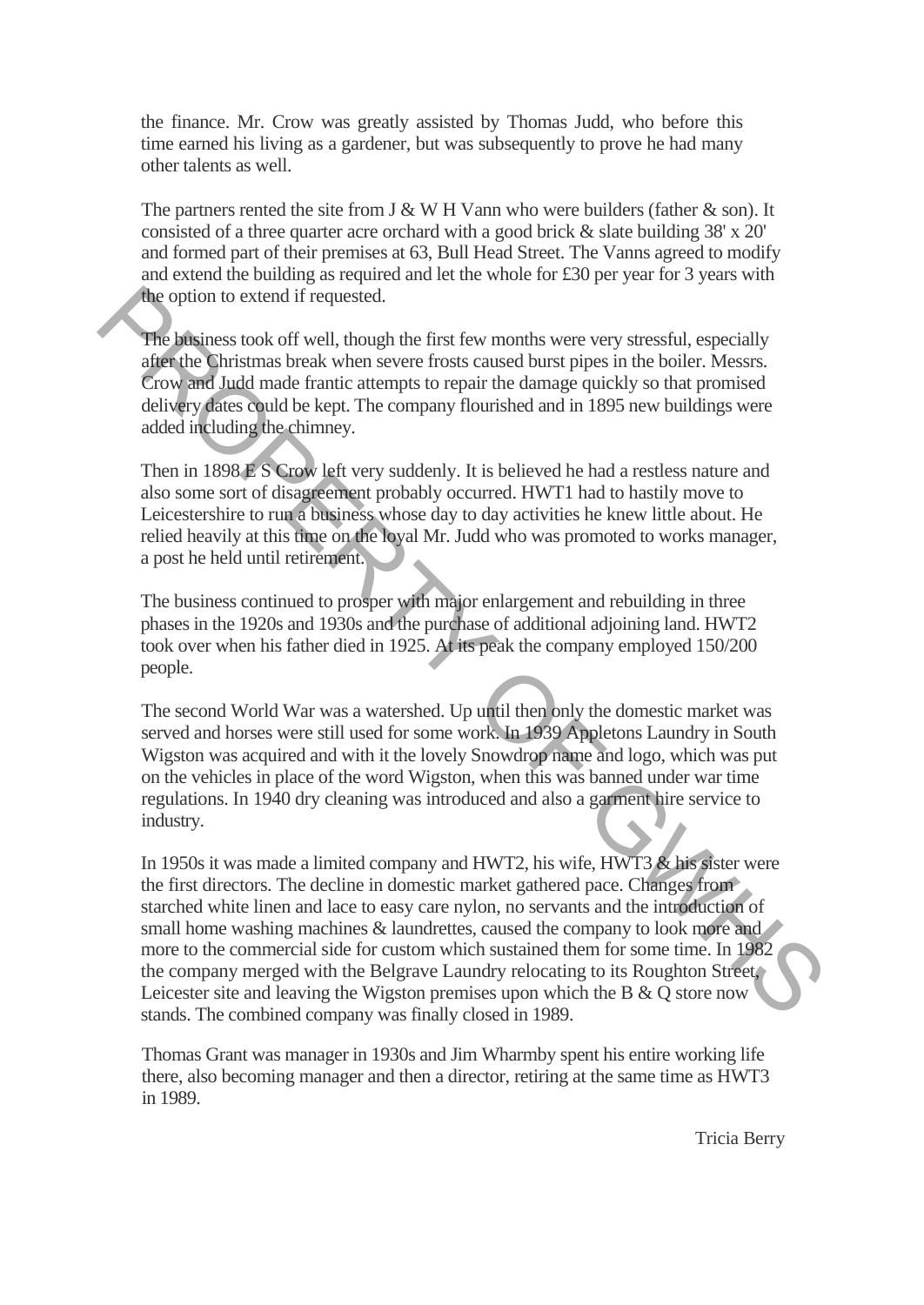the finance. Mr. Crow was greatly assisted by Thomas Judd, who before this time earned his living as a gardener, but was subsequently to prove he had many other talents as well.

The partners rented the site from J & W H Vann who were builders (father & son). It consisted of a three quarter acre orchard with a good brick & slate building 38' x 20' and formed part of their premises at 63, Bull Head Street. The Vanns agreed to modify and extend the building as required and let the whole for £30 per year for 3 years with the option to extend if requested.

The business took off well, though the first few months were very stressful, especially after the Christmas break when severe frosts caused burst pipes in the boiler. Messrs. Crow and Judd made frantic attempts to repair the damage quickly so that promised delivery dates could be kept. The company flourished and in 1895 new buildings were added including the chimney.

Then in 1898 E S Crow left very suddenly. It is believed he had a restless nature and also some sort of disagreement probably occurred. HWT1 had to hastily move to Leicestershire to run a business whose day to day activities he knew little about. He relied heavily at this time on the loyal Mr. Judd who was promoted to works manager, a post he held until retirement.

The business continued to prosper with major enlargement and rebuilding in three phases in the 1920s and 1930s and the purchase of additional adjoining land. HWT2 took over when his father died in 1925. At its peak the company employed 150/200 people.

The second World War was a watershed. Up until then only the domestic market was served and horses were still used for some work. In 1939 Appletons Laundry in South Wigston was acquired and with it the lovely Snowdrop name and logo, which was put on the vehicles in place of the word Wigston, when this was banned under war time regulations. In 1940 dry cleaning was introduced and also a garment hire service to industry.

In 1950s it was made a limited company and HWT2, his wife, HWT3 & his sister were the first directors. The decline in domestic market gathered pace. Changes from starched white linen and lace to easy care nylon, no servants and the introduction of small home washing machines & laundrettes, caused the company to look more and more to the commercial side for custom which sustained them for some time. In 1982 the company merged with the Belgrave Laundry relocating to its Roughton Street, Leicester site and leaving the Wigston premises upon which the B & Q store now stands. The combined company was finally closed in 1989.

Thomas Grant was manager in 1930s and Jim Wharmby spent his entire working life there, also becoming manager and then a director, retiring at the same time as HWT3 in 1989.

Tricia Berry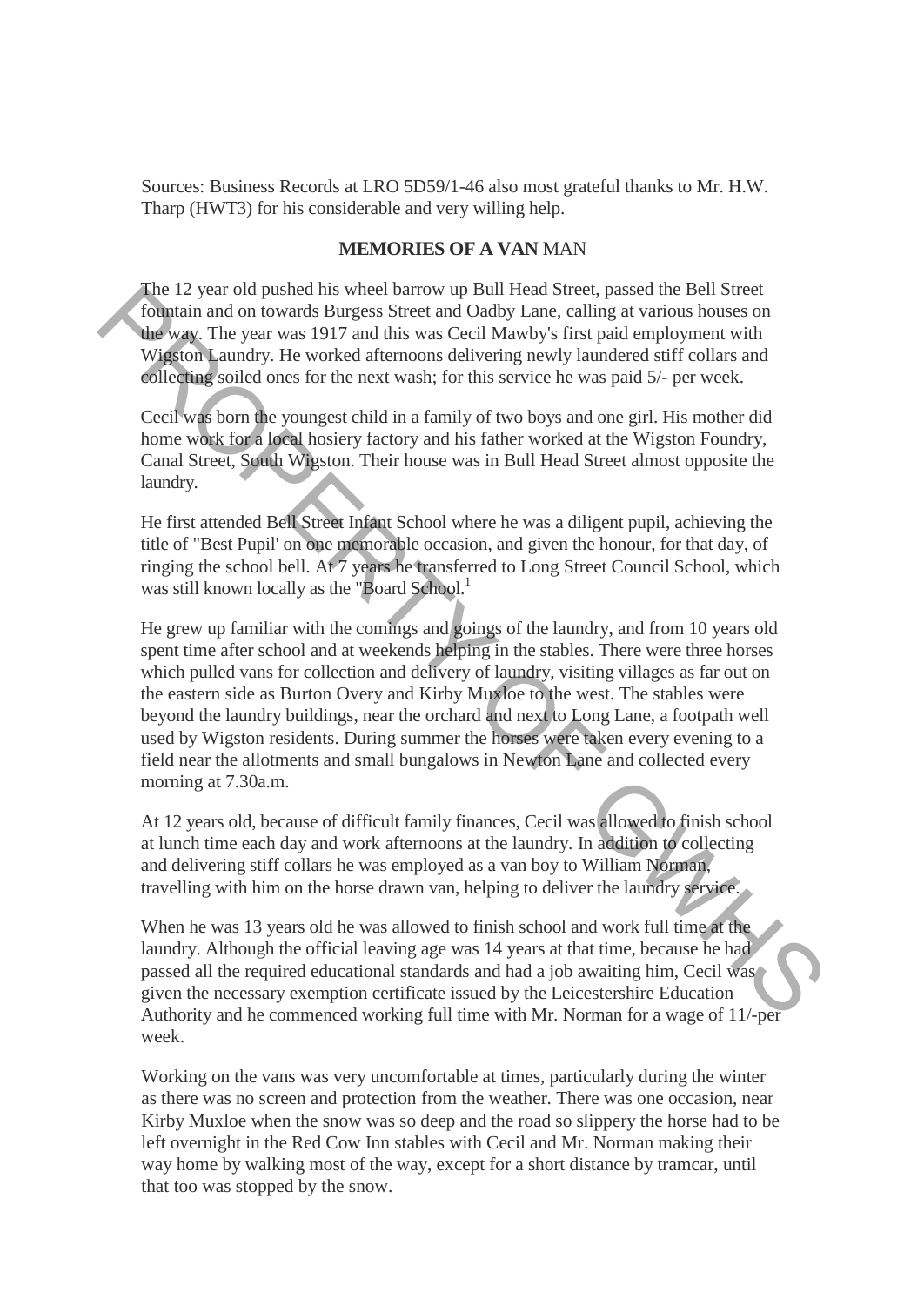Sources: Business Records at LRO 5D59/1-46 also most grateful thanks to Mr. H.W. Tharp (HWT3) for his considerable and very willing help.

## MEMORIES OF A VAN MAN

The 12 year old pushed his wheel barrow up Bull Head Street, passed the Bell Street fountain and on towards Burgess Street and Oadby Lane, calling at various houses on the way. The year was 1917 and this was Cecil Mawby's first paid employment with Wigston Laundry. He worked afternoons delivering newly laundered stiff collars and collecting soiled ones for the next wash; for this service he was paid 5/- per week.

Cecil was born the youngest child in a family of two boys and one girl. His mother did home work for a local hosiery factory and his father worked at the Wigston Foundry, Canal Street, South Wigston. Their house was in Bull Head Street almost opposite the laundry.

He first attended Bell Street Infant School where he was a diligent pupil, achieving the title of "Best Pupil' on one memorable occasion, and given the honour, for that day, of ringing the school bell. At 7 years he transferred to Long Street Council School, which was still known locally as the "Board School.[1]

He grew up familiar with the comings and goings of the laundry, and from 10 years old spent time after school and at weekends helping in the stables. There were three horses which pulled vans for collection and delivery of laundry, visiting villages as far out on the eastern side as Burton Overy and Kirby Muxloe to the west. The stables were beyond the laundry buildings, near the orchard and next to Long Lane, a footpath well used by Wigston residents. During summer the horses were taken every evening to a field near the allotments and small bungalows in Newton Lane and collected every morning at 7.30a.m.

At 12 years old, because of difficult family finances, Cecil was allowed to finish school at lunch time each day and work afternoons at the laundry. In addition to collecting and delivering stiff collars he was employed as a van boy to William Norman, travelling with him on the horse drawn van, helping to deliver the laundry service.

When he was 13 years old he was allowed to finish school and work full time at the laundry. Although the official leaving age was 14 years at that time, because he had passed all the required educational standards and had a job awaiting him, Cecil was given the necessary exemption certificate issued by the Leicestershire Education Authority and he commenced working full time with Mr. Norman for a wage of 11/-per week.

Working on the vans was very uncomfortable at times, particularly during the winter as there was no screen and protection from the weather. There was one occasion, near Kirby Muxloe when the snow was so deep and the road so slippery the horse had to be left overnight in the Red Cow Inn stables with Cecil and Mr. Norman making their way home by walking most of the way, except for a short distance by tramcar, until that too was stopped by the snow.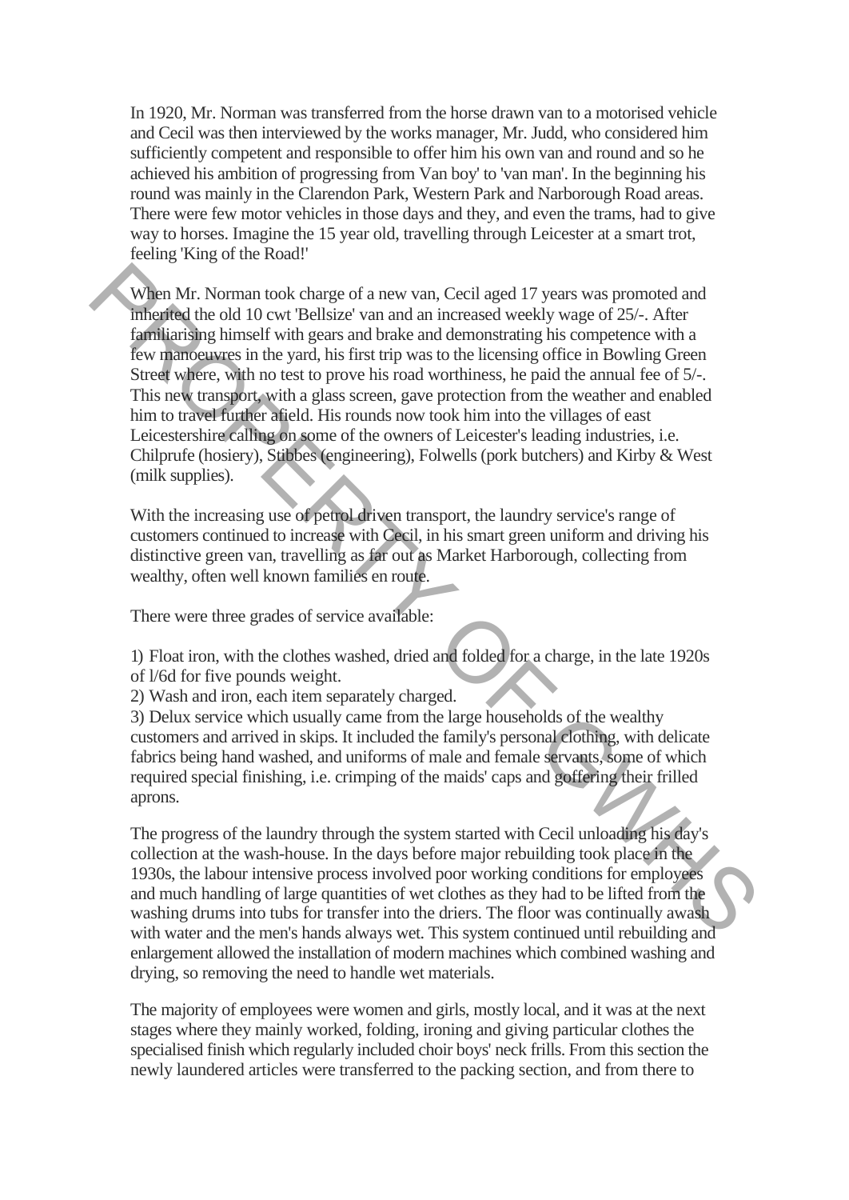In 1920, Mr. Norman was transferred from the horse drawn van to a motorised vehicle and Cecil was then interviewed by the works manager, Mr. Judd, who considered him sufficiently competent and responsible to offer him his own van and round and so he achieved his ambition of progressing from Van boy' to 'van man'. In the beginning his round was mainly in the Clarendon Park, Western Park and Narborough Road areas. There were few motor vehicles in those days and they, and even the trams, had to give way to horses. Imagine the 15 year old, travelling through Leicester at a smart trot, feeling 'King of the Road!'

When Mr. Norman took charge of a new van, Cecil aged 17 years was promoted and inherited the old 10 cwt 'Bellsize' van and an increased weekly wage of 25/-. After familiarising himself with gears and brake and demonstrating his competence with a few manoeuvres in the yard, his first trip was to the licensing office in Bowling Green Street where, with no test to prove his road worthiness, he paid the annual fee of 5/-. This new transport, with a glass screen, gave protection from the weather and enabled him to travel further afield. His rounds now took him into the villages of east Leicestershire calling on some of the owners of Leicester's leading industries, i.e. Chilprufe (hosiery), Stibbes (engineering), Folwells (pork butchers) and Kirby & West (milk supplies).

With the increasing use of petrol driven transport, the laundry service's range of customers continued to increase with Cecil, in his smart green uniform and driving his distinctive green van, travelling as far out as Market Harborough, collecting from wealthy, often well known families en route.

There were three grades of service available:

1) Float iron, with the clothes washed, dried and folded for a charge, in the late 1920s of l/6d for five pounds weight.
2) Wash and iron, each item separately charged.
3) Delux service which usually came from the large households of the wealthy customers and arrived in skips. It included the family's personal clothing, with delicate fabrics being hand washed, and uniforms of male and female servants, some of which required special finishing, i.e. crimping of the maids' caps and goffering their frilled aprons.

The progress of the laundry through the system started with Cecil unloading his day's collection at the wash-house. In the days before major rebuilding took place in the 1930s, the labour intensive process involved poor working conditions for employees and much handling of large quantities of wet clothes as they had to be lifted from the washing drums into tubs for transfer into the driers. The floor was continually awash with water and the men's hands always wet. This system continued until rebuilding and enlargement allowed the installation of modern machines which combined washing and drying, so removing the need to handle wet materials.

The majority of employees were women and girls, mostly local, and it was at the next stages where they mainly worked, folding, ironing and giving particular clothes the specialised finish which regularly included choir boys' neck frills. From this section the newly laundered articles were transferred to the packing section, and from there to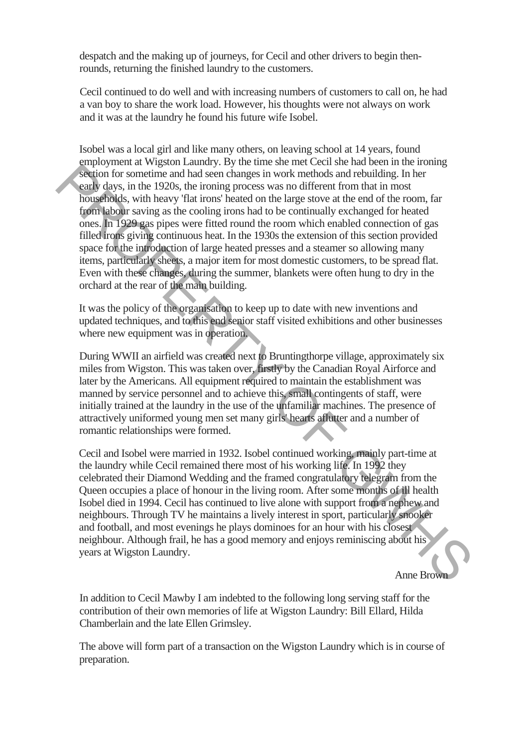despatch and the making up of journeys, for Cecil and other drivers to begin then-rounds, returning the finished laundry to the customers.

Cecil continued to do well and with increasing numbers of customers to call on, he had a van boy to share the work load. However, his thoughts were not always on work and it was at the laundry he found his future wife Isobel.

Isobel was a local girl and like many others, on leaving school at 14 years, found employment at Wigston Laundry. By the time she met Cecil she had been in the ironing section for sometime and had seen changes in work methods and rebuilding. In her early days, in the 1920s, the ironing process was no different from that in most households, with heavy 'flat irons' heated on the large stove at the end of the room, far from labour saving as the cooling irons had to be continually exchanged for heated ones. In 1929 gas pipes were fitted round the room which enabled connection of gas filled irons giving continuous heat. In the 1930s the extension of this section provided space for the introduction of large heated presses and a steamer so allowing many items, particularly sheets, a major item for most domestic customers, to be spread flat. Even with these changes, during the summer, blankets were often hung to dry in the orchard at the rear of the main building.

It was the policy of the organisation to keep up to date with new inventions and updated techniques, and to this end senior staff visited exhibitions and other businesses where new equipment was in operation.

During WWII an airfield was created next to Bruntingthorpe village, approximately six miles from Wigston. This was taken over, firstly by the Canadian Royal Airforce and later by the Americans. All equipment required to maintain the establishment was manned by service personnel and to achieve this, small contingents of staff, were initially trained at the laundry in the use of the unfamiliar machines. The presence of attractively uniformed young men set many girls' hearts aflutter and a number of romantic relationships were formed.

Cecil and Isobel were married in 1932. Isobel continued working, mainly part-time at the laundry while Cecil remained there most of his working life. In 1992 they celebrated their Diamond Wedding and the framed congratulatory telegram from the Queen occupies a place of honour in the living room. After some months of ill health Isobel died in 1994. Cecil has continued to live alone with support from a nephew and neighbours. Through TV he maintains a lively interest in sport, particularly snooker and football, and most evenings he plays dominoes for an hour with his closest neighbour. Although frail, he has a good memory and enjoys reminiscing about his years at Wigston Laundry.

Anne Brown

In addition to Cecil Mawby I am indebted to the following long serving staff for the contribution of their own memories of life at Wigston Laundry: Bill Ellard, Hilda Chamberlain and the late Ellen Grimsley.

The above will form part of a transaction on the Wigston Laundry which is in course of preparation.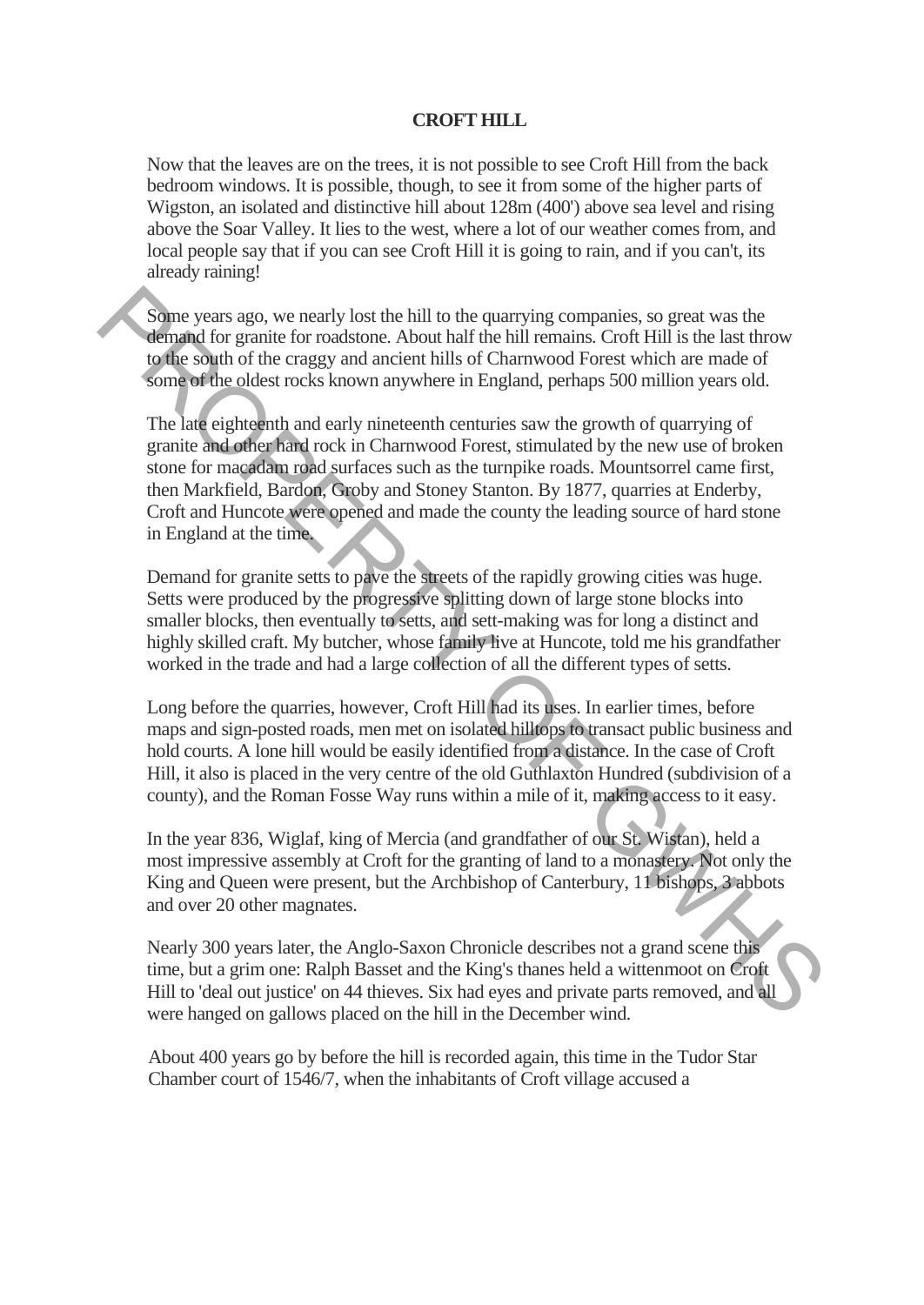# CROFT HILL

Now that the leaves are on the trees, it is not possible to see Croft Hill from the back bedroom windows. It is possible, though, to see it from some of the higher parts of Wigston, an isolated and distinctive hill about 128m (400') above sea level and rising above the Soar Valley. It lies to the west, where a lot of our weather comes from, and local people say that if you can see Croft Hill it is going to rain, and if you can't, its already raining!

Some years ago, we nearly lost the hill to the quarrying companies, so great was the demand for granite for roadstone. About half the hill remains. Croft Hill is the last throw to the south of the craggy and ancient hills of Charnwood Forest which are made of some of the oldest rocks known anywhere in England, perhaps 500 million years old.

The late eighteenth and early nineteenth centuries saw the growth of quarrying of granite and other hard rock in Charnwood Forest, stimulated by the new use of broken stone for macadam road surfaces such as the turnpike roads. Mountsorrel came first, then Markfield, Bardon, Groby and Stoney Stanton. By 1877, quarries at Enderby, Croft and Huncote were opened and made the county the leading source of hard stone in England at the time.

Demand for granite setts to pave the streets of the rapidly growing cities was huge. Setts were produced by the progressive splitting down of large stone blocks into smaller blocks, then eventually to setts, and sett-making was for long a distinct and highly skilled craft. My butcher, whose family live at Huncote, told me his grandfather worked in the trade and had a large collection of all the different types of setts.

Long before the quarries, however, Croft Hill had its uses. In earlier times, before maps and sign-posted roads, men met on isolated hilltops to transact public business and hold courts. A lone hill would be easily identified from a distance. In the case of Croft Hill, it also is placed in the very centre of the old Guthlaxton Hundred (subdivision of a county), and the Roman Fosse Way runs within a mile of it, making access to it easy.

In the year 836, Wiglaf, king of Mercia (and grandfather of our St. Wistan), held a most impressive assembly at Croft for the granting of land to a monastery. Not only the King and Queen were present, but the Archbishop of Canterbury, 11 bishops, 3 abbots and over 20 other magnates.

Nearly 300 years later, the Anglo-Saxon Chronicle describes not a grand scene this time, but a grim one: Ralph Basset and the King's thanes held a wittenmoot on Croft Hill to 'deal out justice' on 44 thieves. Six had eyes and private parts removed, and all were hanged on gallows placed on the hill in the December wind.

About 400 years go by before the hill is recorded again, this time in the Tudor Star Chamber court of 1546/7, when the inhabitants of Croft village accused a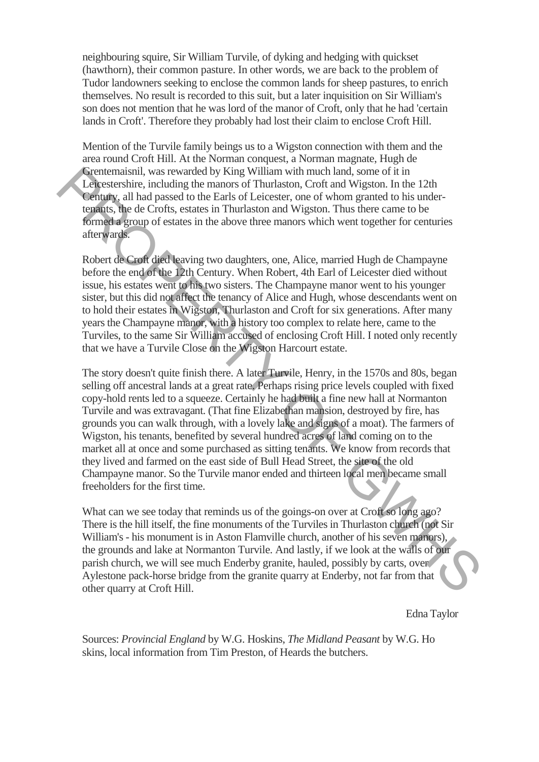neighbouring squire, Sir William Turvile, of dyking and hedging with quickset (hawthorn), their common pasture. In other words, we are back to the problem of Tudor landowners seeking to enclose the common lands for sheep pastures, to enrich themselves. No result is recorded to this suit, but a later inquisition on Sir William's son does not mention that he was lord of the manor of Croft, only that he had 'certain lands in Croft'. Therefore they probably had lost their claim to enclose Croft Hill.

Mention of the Turvile family beings us to a Wigston connection with them and the area round Croft Hill. At the Norman conquest, a Norman magnate, Hugh de Grentemaisnil, was rewarded by King William with much land, some of it in Leicestershire, including the manors of Thurlaston, Croft and Wigston. In the 12th Century, all had passed to the Earls of Leicester, one of whom granted to his under-tenants, the de Crofts, estates in Thurlaston and Wigston. Thus there came to be formed a group of estates in the above three manors which went together for centuries afterwards.

Robert de Croft died leaving two daughters, one, Alice, married Hugh de Champayne before the end of the 12th Century. When Robert, 4th Earl of Leicester died without issue, his estates went to his two sisters. The Champayne manor went to his younger sister, but this did not affect the tenancy of Alice and Hugh, whose descendants went on to hold their estates in Wigston, Thurlaston and Croft for six generations. After many years the Champayne manor, with a history too complex to relate here, came to the Turviles, to the same Sir William accused of enclosing Croft Hill. I noted only recently that we have a Turvile Close on the Wigston Harcourt estate.

The story doesn't quite finish there. A later Turvile, Henry, in the 1570s and 80s, began selling off ancestral lands at a great rate. Perhaps rising price levels coupled with fixed copy-hold rents led to a squeeze. Certainly he had built a fine new hall at Normanton Turvile and was extravagant. (That fine Elizabethan mansion, destroyed by fire, has grounds you can walk through, with a lovely lake and signs of a moat). The farmers of Wigston, his tenants, benefited by several hundred acres of land coming on to the market all at once and some purchased as sitting tenants. We know from records that they lived and farmed on the east side of Bull Head Street, the site of the old Champayne manor. So the Turvile manor ended and thirteen local men became small freeholders for the first time.

What can we see today that reminds us of the goings-on over at Croft so long ago? There is the hill itself, the fine monuments of the Turviles in Thurlaston church (not Sir William's - his monument is in Aston Flamville church, another of his seven manors), the grounds and lake at Normanton Turvile. And lastly, if we look at the walls of our parish church, we will see much Enderby granite, hauled, possibly by carts, over Aylestone pack-horse bridge from the granite quarry at Enderby, not far from that other quarry at Croft Hill.

Edna Taylor

Sources: *Provincial England* by W.G. Hoskins, *The Midland Peasant* by W.G. Ho skins, local information from Tim Preston, of Heards the butchers.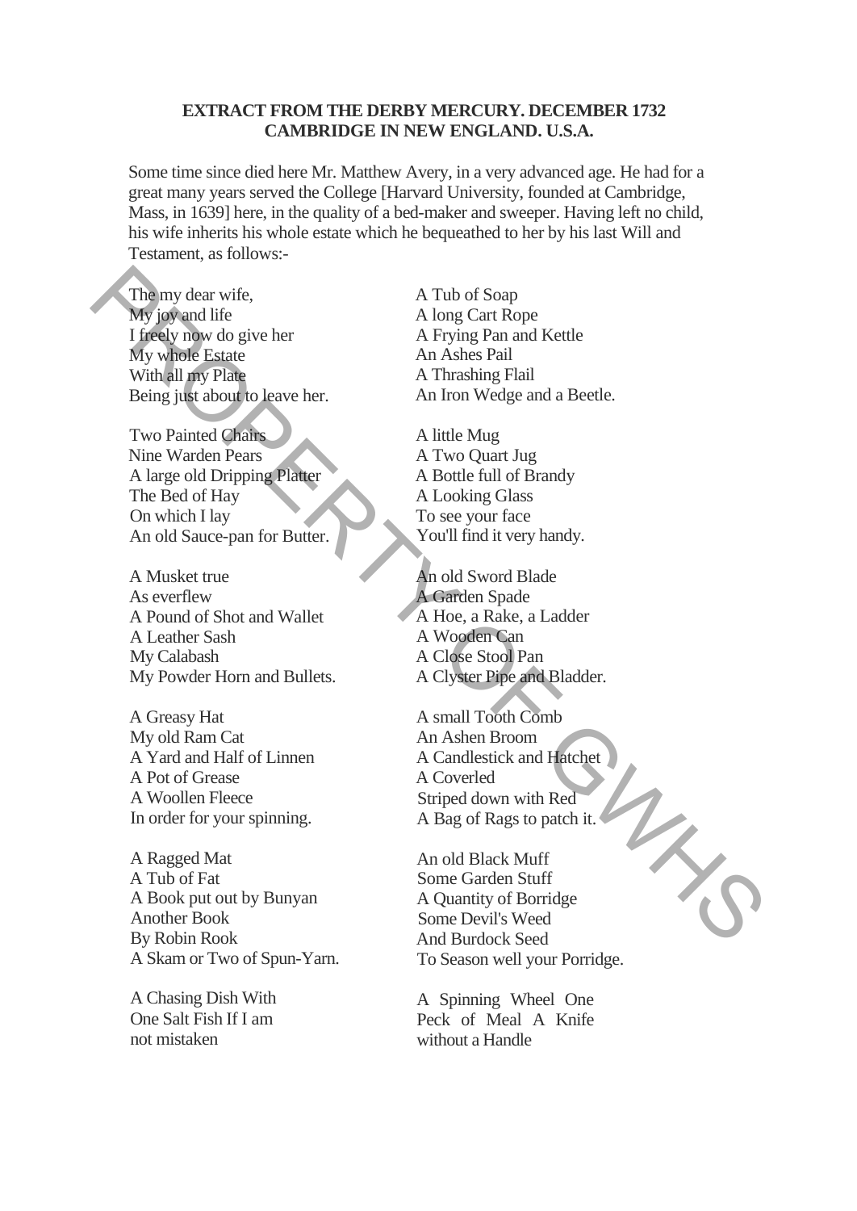**EXTRACT FROM THE DERBY MERCURY. DECEMBER 1732**
**CAMBRIDGE IN NEW ENGLAND. U.S.A.**

Some time since died here Mr. Matthew Avery, in a very advanced age. He had for a great many years served the College [Harvard University, founded at Cambridge, Mass, in 1639] here, in the quality of a bed-maker and sweeper. Having left no child, his wife inherits his whole estate which he bequeathed to her by his last Will and Testament, as follows:-

The my dear wife,
My joy and life
I freely now do give her
My whole Estate
With all my Plate
Being just about to leave her.

Two Painted Chairs
Nine Warden Pears
A large old Dripping Platter
The Bed of Hay
On which I lay
An old Sauce-pan for Butter.

A Musket true
As everflew
A Pound of Shot and Wallet
A Leather Sash
My Calabash
My Powder Horn and Bullets.

A Greasy Hat
My old Ram Cat
A Yard and Half of Linnen
A Pot of Grease
A Woollen Fleece
In order for your spinning.

A Ragged Mat
A Tub of Fat
A Book put out by Bunyan
Another Book
By Robin Rook
A Skam or Two of Spun-Yarn.

A Chasing Dish With
One Salt Fish If I am
not mistaken

A Tub of Soap
A long Cart Rope
A Frying Pan and Kettle
An Ashes Pail
A Thrashing Flail
An Iron Wedge and a Beetle.

A little Mug
A Two Quart Jug
A Bottle full of Brandy
A Looking Glass
To see your face
You'll find it very handy.

An old Sword Blade
A Garden Spade
A Hoe, a Rake, a Ladder
A Wooden Can
A Close Stool Pan
A Clyster Pipe and Bladder.

A small Tooth Comb
An Ashen Broom
A Candlestick and Hatchet
A Coverled
Striped down with Red
A Bag of Rags to patch it.

An old Black Muff
Some Garden Stuff
A Quantity of Borridge
Some Devil's Weed
And Burdock Seed
To Season well your Porridge.

A Spinning Wheel One
Peck of Meal A Knife
without a Handle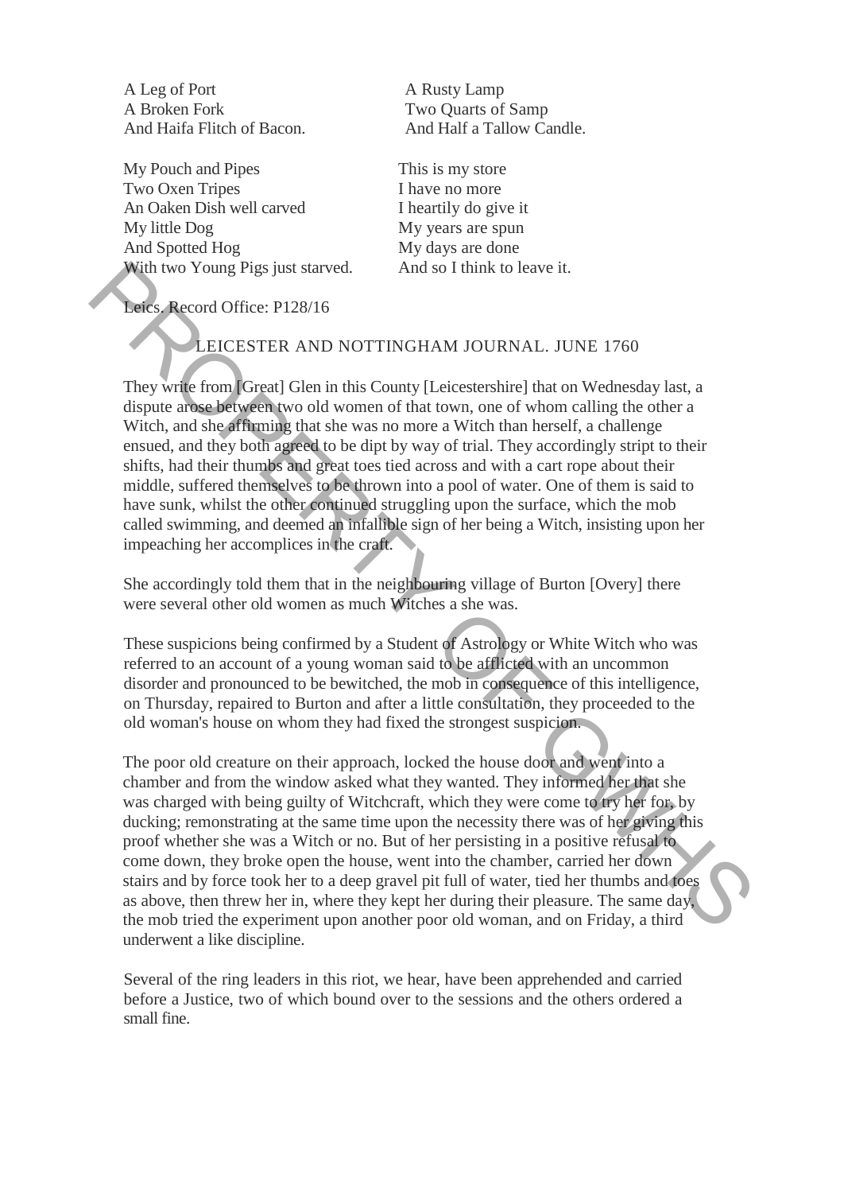A Leg of Port
A Broken Fork
And Haifa Flitch of Bacon.

A Rusty Lamp
Two Quarts of Samp
And Half a Tallow Candle.

My Pouch and Pipes
Two Oxen Tripes
An Oaken Dish well carved
My little Dog
And Spotted Hog
With two Young Pigs just starved.

This is my store
I have no more
I heartily do give it
My years are spun
My days are done
And so I think to leave it.

Leics. Record Office: P128/16

## LEICESTER AND NOTTINGHAM JOURNAL. JUNE 1760

They write from [Great] Glen in this County [Leicestershire] that on Wednesday last, a dispute arose between two old women of that town, one of whom calling the other a Witch, and she affirming that she was no more a Witch than herself, a challenge ensued, and they both agreed to be dipt by way of trial. They accordingly stript to their shifts, had their thumbs and great toes tied across and with a cart rope about their middle, suffered themselves to be thrown into a pool of water. One of them is said to have sunk, whilst the other continued struggling upon the surface, which the mob called swimming, and deemed an infallible sign of her being a Witch, insisting upon her impeaching her accomplices in the craft.

She accordingly told them that in the neighbouring village of Burton [Overy] there were several other old women as much Witches a she was.

These suspicions being confirmed by a Student of Astrology or White Witch who was referred to an account of a young woman said to be afflicted with an uncommon disorder and pronounced to be bewitched, the mob in consequence of this intelligence, on Thursday, repaired to Burton and after a little consultation, they proceeded to the old woman's house on whom they had fixed the strongest suspicion.

The poor old creature on their approach, locked the house door and went into a chamber and from the window asked what they wanted. They informed her that she was charged with being guilty of Witchcraft, which they were come to try her for, by ducking; remonstrating at the same time upon the necessity there was of her giving this proof whether she was a Witch or no. But of her persisting in a positive refusal to come down, they broke open the house, went into the chamber, carried her down stairs and by force took her to a deep gravel pit full of water, tied her thumbs and toes as above, then threw her in, where they kept her during their pleasure. The same day, the mob tried the experiment upon another poor old woman, and on Friday, a third underwent a like discipline.

Several of the ring leaders in this riot, we hear, have been apprehended and carried before a Justice, two of which bound over to the sessions and the others ordered a small fine.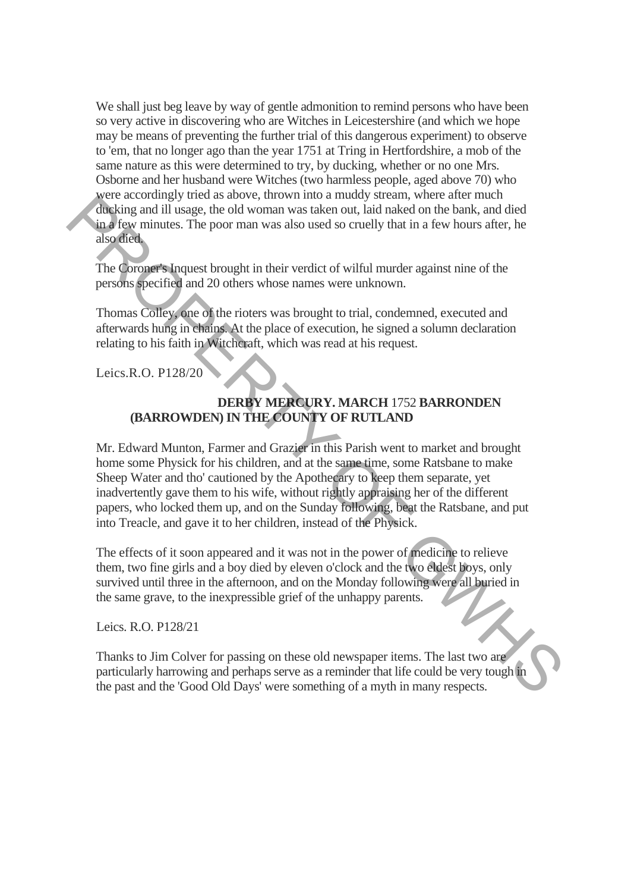We shall just beg leave by way of gentle admonition to remind persons who have been so very active in discovering who are Witches in Leicestershire (and which we hope may be means of preventing the further trial of this dangerous experiment) to observe to 'em, that no longer ago than the year 1751 at Tring in Hertfordshire, a mob of the same nature as this were determined to try, by ducking, whether or no one Mrs. Osborne and her husband were Witches (two harmless people, aged above 70) who were accordingly tried as above, thrown into a muddy stream, where after much ducking and ill usage, the old woman was taken out, laid naked on the bank, and died in a few minutes. The poor man was also used so cruelly that in a few hours after, he also died.

The Coroner's Inquest brought in their verdict of wilful murder against nine of the persons specified and 20 others whose names were unknown.

Thomas Colley, one of the rioters was brought to trial, condemned, executed and afterwards hung in chains. At the place of execution, he signed a solumn declaration relating to his faith in Witchcraft, which was read at his request.

Leics.R.O. P128/20

**DERBY MERCURY. MARCH** 1752 **BARRONDEN (BARROWDEN) IN THE COUNTY OF RUTLAND**

Mr. Edward Munton, Farmer and Grazier in this Parish went to market and brought home some Physick for his children, and at the same time, some Ratsbane to make Sheep Water and tho' cautioned by the Apothecary to keep them separate, yet inadvertently gave them to his wife, without rightly appraising her of the different papers, who locked them up, and on the Sunday following, beat the Ratsbane, and put into Treacle, and gave it to her children, instead of the Physick.

The effects of it soon appeared and it was not in the power of medicine to relieve them, two fine girls and a boy died by eleven o'clock and the two eldest boys, only survived until three in the afternoon, and on the Monday following were all buried in the same grave, to the inexpressible grief of the unhappy parents.

Leics. R.O. P128/21

Thanks to Jim Colver for passing on these old newspaper items. The last two are particularly harrowing and perhaps serve as a reminder that life could be very tough in the past and the 'Good Old Days' were something of a myth in many respects.